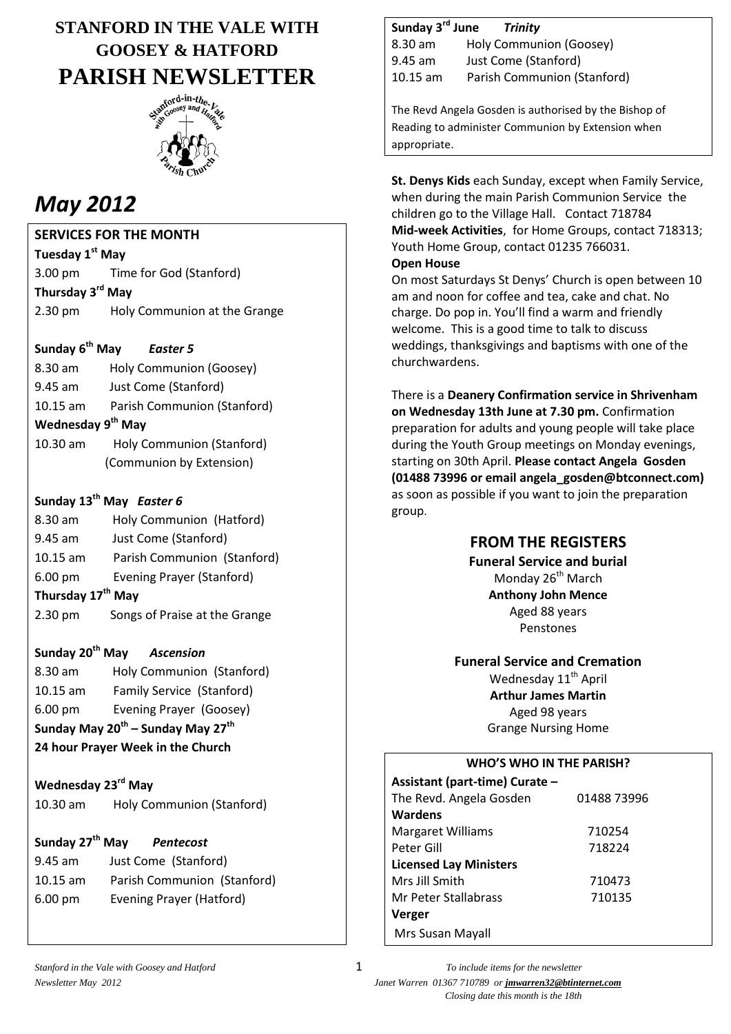# STANFORD IN THE VALE WITH GOOSEY & HATFORD PARISH NEWSLETTER

# *May 2012*

## SERVICES FOR THE MONTH

**Tuesday 1st May**
3.00 pm Time for God (Stanford)

**Thursday 3rd May**
2.30 pm Holy Communion at the Grange

**Sunday 6th May** ***Easter 5***
8.30 am Holy Communion (Goosey)
9.45 am Just Come (Stanford)
10.15 am Parish Communion (Stanford)

**Wednesday 9th May**
10.30 am Holy Communion (Stanford)
(Communion by Extension)

**Sunday 13th May** ***Easter 6***
8.30 am Holy Communion (Hatford)
9.45 am Just Come (Stanford)
10.15 am Parish Communion (Stanford)
6.00 pm Evening Prayer (Stanford)

**Thursday 17th May**
2.30 pm Songs of Praise at the Grange

**Sunday 20th May** ***Ascension***
8.30 am Holy Communion (Stanford)
10.15 am Family Service (Stanford)
6.00 pm Evening Prayer (Goosey)

**Sunday May 20th – Sunday May 27th**
**24 hour Prayer Week in the Church**

**Wednesday 23rd May**
10.30 am Holy Communion (Stanford)

**Sunday 27th May** ***Pentecost***
9.45 am Just Come (Stanford)
10.15 am Parish Communion (Stanford)
6.00 pm Evening Prayer (Hatford)

**Sunday 3rd June** ***Trinity***
8.30 am Holy Communion (Goosey)
9.45 am Just Come (Stanford)
10.15 am Parish Communion (Stanford)

The Revd Angela Gosden is authorised by the Bishop of Reading to administer Communion by Extension when appropriate.

**St. Denys Kids** each Sunday, except when Family Service, when during the main Parish Communion Service the children go to the Village Hall. Contact 718784
**Mid-week Activities**, for Home Groups, contact 718313; Youth Home Group, contact 01235 766031.

**Open House**
On most Saturdays St Denys' Church is open between 10 am and noon for coffee and tea, cake and chat. No charge. Do pop in. You'll find a warm and friendly welcome. This is a good time to talk to discuss weddings, thanksgivings and baptisms with one of the churchwardens.

There is a **Deanery Confirmation service in Shrivenham on Wednesday 13th June at 7.30 pm.** Confirmation preparation for adults and young people will take place during the Youth Group meetings on Monday evenings, starting on 30th April. **Please contact Angela Gosden (01488 73996 or email angela_gosden@btconnect.com)** as soon as possible if you want to join the preparation group.

## FROM THE REGISTERS

**Funeral Service and burial**
Monday 26th March
**Anthony John Mence**
Aged 88 years
Penstones

**Funeral Service and Cremation**
Wednesday 11th April
**Arthur James Martin**
Aged 98 years
Grange Nursing Home

## WHO'S WHO IN THE PARISH?

| | |
|---|---|
| **Assistant (part-time) Curate –** | |
| The Revd. Angela Gosden | 01488 73996 |
| **Wardens** | |
| Margaret Williams | 710254 |
| Peter Gill | 718224 |
| **Licensed Lay Ministers** | |
| Mrs Jill Smith | 710473 |
| Mr Peter Stallabrass | 710135 |
| **Verger** | |
| Mrs Susan Mayall | |

*To include items for the newsletter*
*Janet Warren 01367 710789 or **jmwarren32@btinternet.com***
*Closing date this month is the 18th*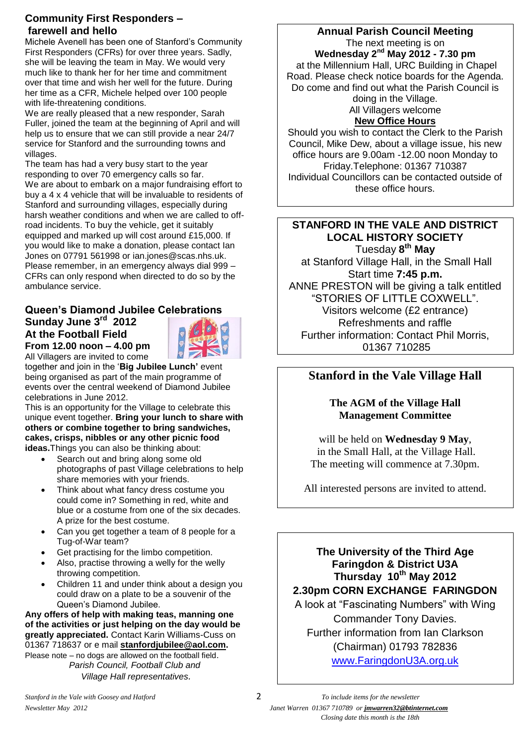## Community First Responders – farewell and hello

Michele Avenell has been one of Stanford's Community First Responders (CFRs) for over three years. Sadly, she will be leaving the team in May. We would very much like to thank her for her time and commitment over that time and wish her well for the future. During her time as a CFR, Michele helped over 100 people with life-threatening conditions.

We are really pleased that a new responder, Sarah Fuller, joined the team at the beginning of April and will help us to ensure that we can still provide a near 24/7 service for Stanford and the surrounding towns and villages.

The team has had a very busy start to the year responding to over 70 emergency calls so far.

We are about to embark on a major fundraising effort to buy a 4 x 4 vehicle that will be invaluable to residents of Stanford and surrounding villages, especially during harsh weather conditions and when we are called to off-road incidents. To buy the vehicle, get it suitably equipped and marked up will cost around £15,000. If you would like to make a donation, please contact Ian Jones on 07791 561998 or ian.jones@scas.nhs.uk.

Please remember, in an emergency always dial 999 – CFRs can only respond when directed to do so by the ambulance service.

## Queen's Diamond Jubilee Celebrations

**Sunday June 3rd 2012**
**At the Football Field**
**From 12.00 noon – 4.00 pm**

All Villagers are invited to come together and join in the '**Big Jubilee Lunch'** event being organised as part of the main programme of events over the central weekend of Diamond Jubilee celebrations in June 2012.

This is an opportunity for the Village to celebrate this unique event together. **Bring your lunch to share with others or combine together to bring sandwiches, cakes, crisps, nibbles or any other picnic food ideas.** Things you can also be thinking about:

- Search out and bring along some old photographs of past Village celebrations to help share memories with your friends.
- Think about what fancy dress costume you could come in? Something in red, white and blue or a costume from one of the six decades. A prize for the best costume.
- Can you get together a team of 8 people for a Tug-of-War team?
- Get practising for the limbo competition.
- Also, practise throwing a welly for the welly throwing competition.
- Children 11 and under think about a design you could draw on a plate to be a souvenir of the Queen's Diamond Jubilee.

**Any offers of help with making teas, manning one of the activities or just helping on the day would be greatly appreciated.** Contact Karin Williams-Cuss on 01367 718637 or e mail **stanfordjubilee@aol.com.**

Please note – no dogs are allowed on the football field.

*Parish Council, Football Club and Village Hall representatives.*

## Annual Parish Council Meeting

The next meeting is on
**Wednesday 2nd May 2012 - 7.30 pm**
at the Millennium Hall, URC Building in Chapel Road. Please check notice boards for the Agenda. Do come and find out what the Parish Council is doing in the Village.
All Villagers welcome

**New Office Hours**

Should you wish to contact the Clerk to the Parish Council, Mike Dew, about a village issue, his new office hours are 9.00am -12.00 noon Monday to Friday. Telephone: 01367 710387
Individual Councillors can be contacted outside of these office hours.

## STANFORD IN THE VALE AND DISTRICT LOCAL HISTORY SOCIETY

Tuesday **8th May**
at Stanford Village Hall, in the Small Hall
Start time **7:45 p.m.**
ANNE PRESTON will be giving a talk entitled "STORIES OF LITTLE COXWELL".
Visitors welcome (£2 entrance)
Refreshments and raffle
Further information: Contact Phil Morris, 01367 710285

## Stanford in the Vale Village Hall

**The AGM of the Village Hall Management Committee**

will be held on **Wednesday 9 May**, in the Small Hall, at the Village Hall. The meeting will commence at 7.30pm.

All interested persons are invited to attend.

## The University of the Third Age
**Faringdon & District U3A**
**Thursday 10th May 2012**
**2.30pm CORN EXCHANGE FARINGDON**

A look at "Fascinating Numbers" with Wing Commander Tony Davies.
Further information from Ian Clarkson (Chairman) 01793 782836
www.FaringdonU3A.org.uk

*To include items for the newsletter Janet Warren 01367 710789 or **jmwarren32@btinternet.com** Closing date this month is the 18th*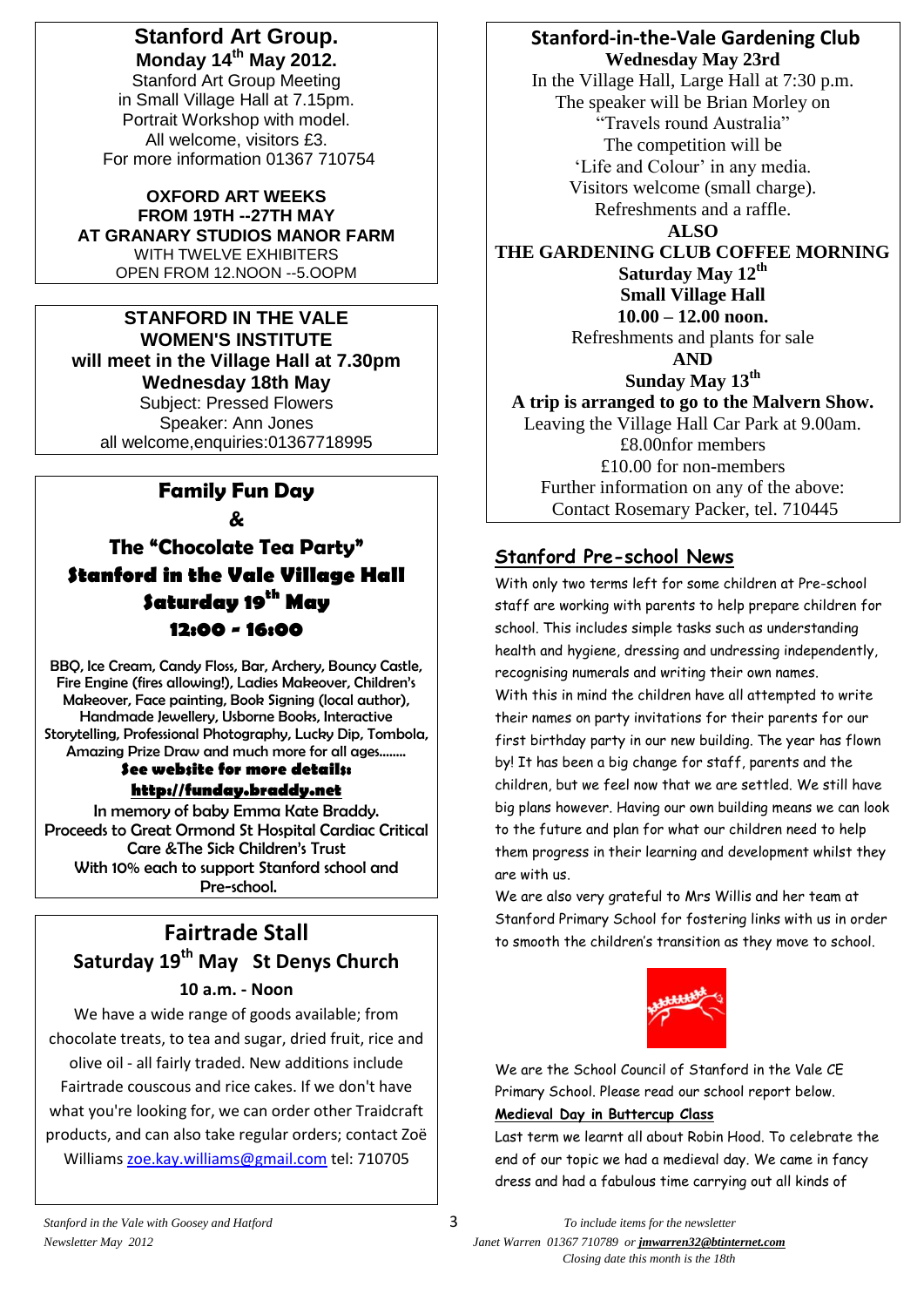## Stanford Art Group.

**Monday 14th May 2012.**

Stanford Art Group Meeting
in Small Village Hall at 7.15pm.
Portrait Workshop with model.
All welcome, visitors £3.
For more information 01367 710754

**OXFORD ART WEEKS**
**FROM 19TH --27TH MAY**
**AT GRANARY STUDIOS MANOR FARM**
WITH TWELVE EXHIBITERS
OPEN FROM 12.NOON --5.OOPM

## STANFORD IN THE VALE WOMEN'S INSTITUTE

**will meet in the Village Hall at 7.30pm**
**Wednesday 18th May**
Subject: Pressed Flowers
Speaker: Ann Jones
all welcome,enquiries:01367718995

## Family Fun Day & The "Chocolate Tea Party"

**Stanford in the Vale Village Hall**
**Saturday 19th May**
**12:00 - 16:00**

BBQ, Ice Cream, Candy Floss, Bar, Archery, Bouncy Castle, Fire Engine (fires allowing!), Ladies Makeover, Children's Makeover, Face painting, Book Signing (local author), Handmade Jewellery, Usborne Books, Interactive Storytelling, Professional Photography, Lucky Dip, Tombola, Amazing Prize Draw and much more for all ages........

**See website for more details:**
**http://funday.braddy.net**

In memory of baby Emma Kate Braddy.
Proceeds to Great Ormond St Hospital Cardiac Critical Care &The Sick Children's Trust
With 10% each to support Stanford school and Pre-school.

## Fairtrade Stall

**Saturday 19th May St Denys Church**
**10 a.m. - Noon**

We have a wide range of goods available; from chocolate treats, to tea and sugar, dried fruit, rice and olive oil - all fairly traded. New additions include Fairtrade couscous and rice cakes. If we don't have what you're looking for, we can order other Traidcraft products, and can also take regular orders; contact Zoë Williams zoe.kay.williams@gmail.com tel: 710705

## Stanford-in-the-Vale Gardening Club

**Wednesday May 23rd**
In the Village Hall, Large Hall at 7:30 p.m.
The speaker will be Brian Morley on "Travels round Australia"
The competition will be 'Life and Colour' in any media.
Visitors welcome (small charge).
Refreshments and a raffle.

**ALSO**

**THE GARDENING CLUB COFFEE MORNING**
**Saturday May 12th**
**Small Village Hall**
**10.00 – 12.00 noon.**
Refreshments and plants for sale

**AND**

**Sunday May 13th**
**A trip is arranged to go to the Malvern Show.**
Leaving the Village Hall Car Park at 9.00am.
£8.00nfor members
£10.00 for non-members
Further information on any of the above:
Contact Rosemary Packer, tel. 710445

## Stanford Pre-school News

With only two terms left for some children at Pre-school staff are working with parents to help prepare children for school. This includes simple tasks such as understanding health and hygiene, dressing and undressing independently, recognising numerals and writing their own names.
With this in mind the children have all attempted to write their names on party invitations for their parents for our first birthday party in our new building. The year has flown by! It has been a big change for staff, parents and the children, but we feel now that we are settled. We still have big plans however. Having our own building means we can look to the future and plan for what our children need to help them progress in their learning and development whilst they are with us.
We are also very grateful to Mrs Willis and her team at Stanford Primary School for fostering links with us in order to smooth the children's transition as they move to school.

We are the School Council of Stanford in the Vale CE Primary School. Please read our school report below.

**Medieval Day in Buttercup Class**

Last term we learnt all about Robin Hood. To celebrate the end of our topic we had a medieval day. We came in fancy dress and had a fabulous time carrying out all kinds of

*To include items for the newsletter*
*Janet Warren 01367 710789 or* ***jmwarren32@btinternet.com***
*Closing date this month is the 18th*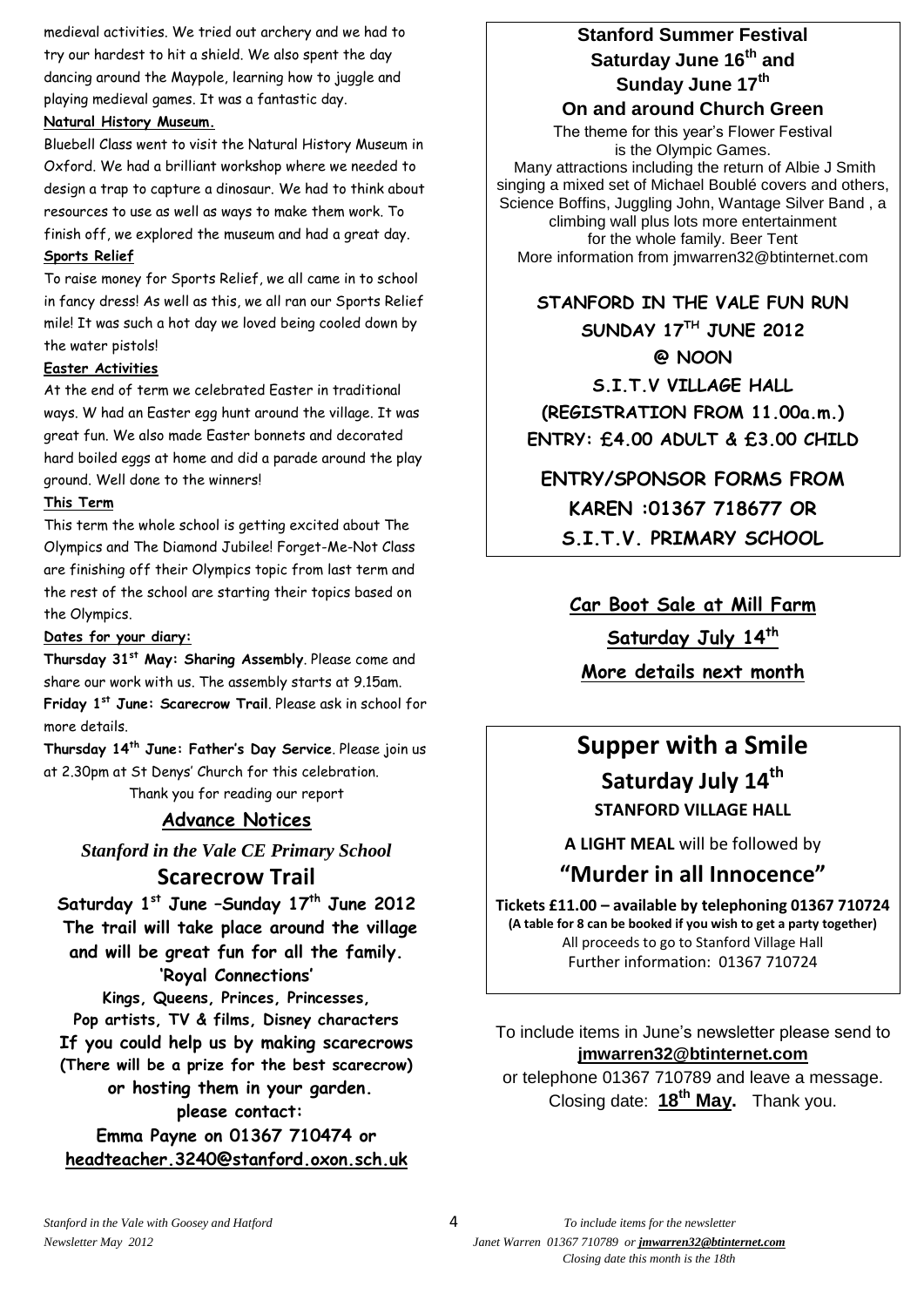medieval activities. We tried out archery and we had to try our hardest to hit a shield. We also spent the day dancing around the Maypole, learning how to juggle and playing medieval games. It was a fantastic day.

**Natural History Museum.**

Bluebell Class went to visit the Natural History Museum in Oxford. We had a brilliant workshop where we needed to design a trap to capture a dinosaur. We had to think about resources to use as well as ways to make them work. To finish off, we explored the museum and had a great day.

**Sports Relief**

To raise money for Sports Relief, we all came in to school in fancy dress! As well as this, we all ran our Sports Relief mile! It was such a hot day we loved being cooled down by the water pistols!

**Easter Activities**

At the end of term we celebrated Easter in traditional ways. W had an Easter egg hunt around the village. It was great fun. We also made Easter bonnets and decorated hard boiled eggs at home and did a parade around the play ground. Well done to the winners!

**This Term**

This term the whole school is getting excited about The Olympics and The Diamond Jubilee! Forget-Me-Not Class are finishing off their Olympics topic from last term and the rest of the school are starting their topics based on the Olympics.

**Dates for your diary:**

**Thursday 31st May: Sharing Assembly**. Please come and share our work with us. The assembly starts at 9.15am.

**Friday 1st June: Scarecrow Trail**. Please ask in school for more details.

**Thursday 14th June: Father's Day Service**. Please join us at 2.30pm at St Denys' Church for this celebration.

Thank you for reading our report

## Advance Notices

*Stanford in the Vale CE Primary School*

### Scarecrow Trail

**Saturday 1st June –Sunday 17th June 2012**

**The trail will take place around the village and will be great fun for all the family.**

**'Royal Connections'**

**Kings, Queens, Princes, Princesses,**
**Pop artists, TV & films, Disney characters**

**If you could help us by making scarecrows**
**(There will be a prize for the best scarecrow)**
**or hosting them in your garden.**
**please contact:**

**Emma Payne on 01367 710474 or**
**headteacher.3240@stanford.oxon.sch.uk**

---

### Stanford Summer Festival
### Saturday June 16th and Sunday June 17th
### On and around Church Green

The theme for this year's Flower Festival is the Olympic Games.
Many attractions including the return of Albie J Smith singing a mixed set of Michael Boublé covers and others, Science Boffins, Juggling John, Wantage Silver Band , a climbing wall plus lots more entertainment for the whole family. Beer Tent
More information from jmwarren32@btinternet.com

---

**STANFORD IN THE VALE FUN RUN**
**SUNDAY 17TH JUNE 2012**
**@ NOON**
**S.I.T.V VILLAGE HALL**
**(REGISTRATION FROM 11.00a.m.)**
**ENTRY: £4.00 ADULT & £3.00 CHILD**

**ENTRY/SPONSOR FORMS FROM**
**KAREN :01367 718677 OR**
**S.I.T.V. PRIMARY SCHOOL**

---

**Car Boot Sale at Mill Farm**
**Saturday July 14th**
**More details next month**

---

## Supper with a Smile
### Saturday July 14th
**STANFORD VILLAGE HALL**

**A LIGHT MEAL** will be followed by

### "Murder in all Innocence"

**Tickets £11.00 – available by telephoning 01367 710724**
**(A table for 8 can be booked if you wish to get a party together)**
All proceeds to go to Stanford Village Hall
Further information: 01367 710724

---

To include items in June's newsletter please send to **jmwarren32@btinternet.com**
or telephone 01367 710789 and leave a message.
Closing date: **18th May.** Thank you.